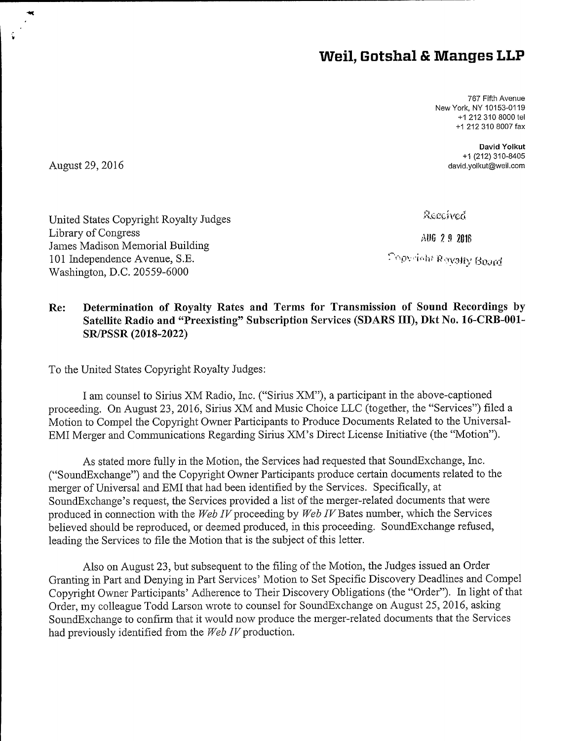# Weil, Gotshal & Manges LLP

767 Fifth Avenue
New York, NY 10153-0119
+1 212 310 8000 tel
+1 212 310 8007 fax

**David Yolkut**
+1 (212) 310-8405
david.yolkut@weil.com

August 29, 2016

United States Copyright Royalty Judges
Library of Congress
James Madison Memorial Building
101 Independence Avenue, S.E.
Washington, D.C. 20559-6000

Received
AUG 29 2016
Copyright Royalty Board

**Re: Determination of Royalty Rates and Terms for Transmission of Sound Recordings by Satellite Radio and "Preexisting" Subscription Services (SDARS III), Dkt No. 16-CRB-001-SR/PSSR (2018-2022)**

To the United States Copyright Royalty Judges:

I am counsel to Sirius XM Radio, Inc. ("Sirius XM"), a participant in the above-captioned proceeding. On August 23, 2016, Sirius XM and Music Choice LLC (together, the "Services") filed a Motion to Compel the Copyright Owner Participants to Produce Documents Related to the Universal-EMI Merger and Communications Regarding Sirius XM's Direct License Initiative (the "Motion").

As stated more fully in the Motion, the Services had requested that SoundExchange, Inc. ("SoundExchange") and the Copyright Owner Participants produce certain documents related to the merger of Universal and EMI that had been identified by the Services. Specifically, at SoundExchange's request, the Services provided a list of the merger-related documents that were produced in connection with the *Web IV* proceeding by *Web IV* Bates number, which the Services believed should be reproduced, or deemed produced, in this proceeding. SoundExchange refused, leading the Services to file the Motion that is the subject of this letter.

Also on August 23, but subsequent to the filing of the Motion, the Judges issued an Order Granting in Part and Denying in Part Services' Motion to Set Specific Discovery Deadlines and Compel Copyright Owner Participants' Adherence to Their Discovery Obligations (the "Order"). In light of that Order, my colleague Todd Larson wrote to counsel for SoundExchange on August 25, 2016, asking SoundExchange to confirm that it would now produce the merger-related documents that the Services had previously identified from the *Web IV* production.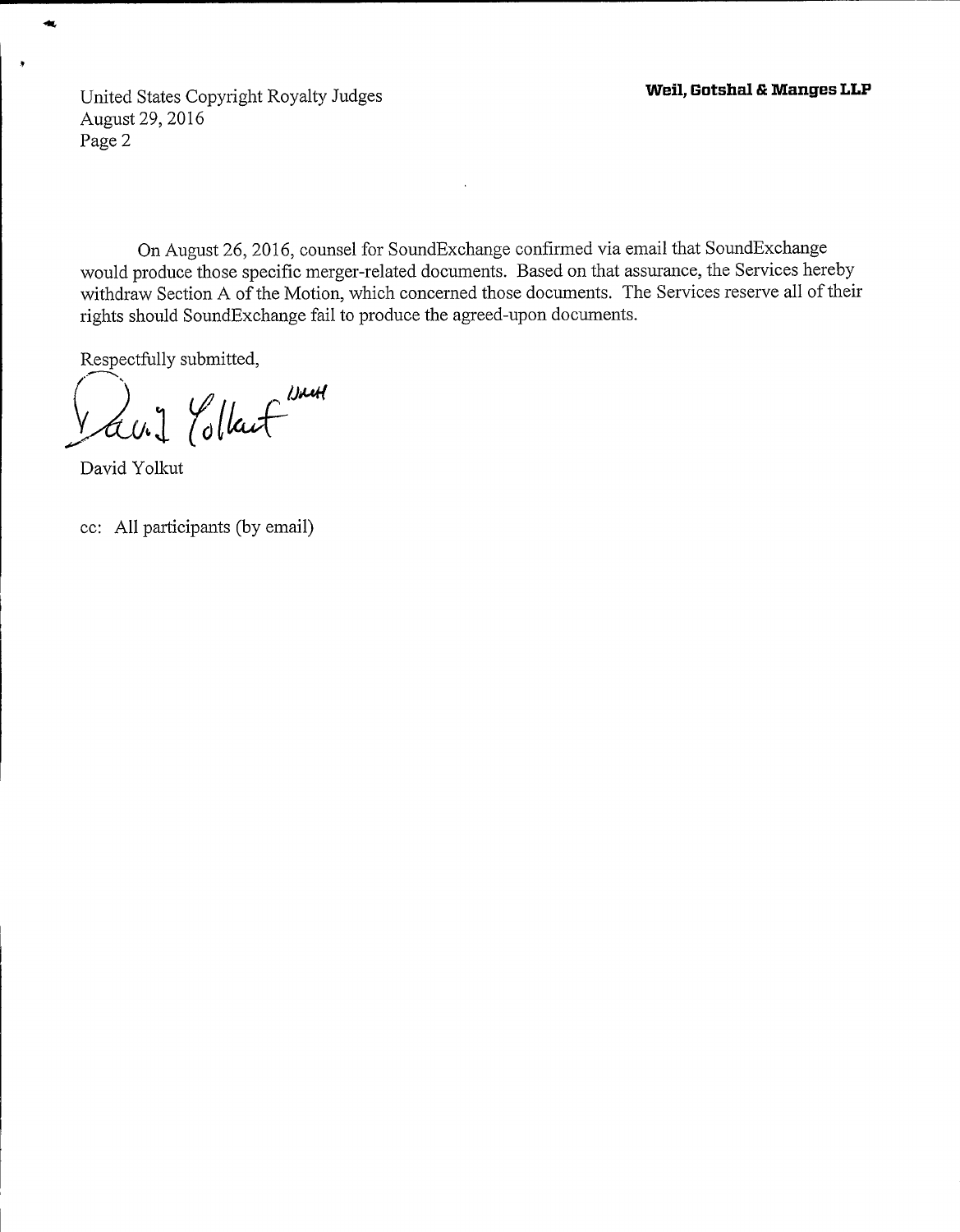On August 26, 2016, counsel for SoundExchange confirmed via email that SoundExchange would produce those specific merger-related documents. Based on that assurance, the Services hereby withdraw Section A of the Motion, which concerned those documents. The Services reserve all of their rights should SoundExchange fail to produce the agreed-upon documents.

Respectfully submitted,

David Yolkut

cc: All participants (by email)